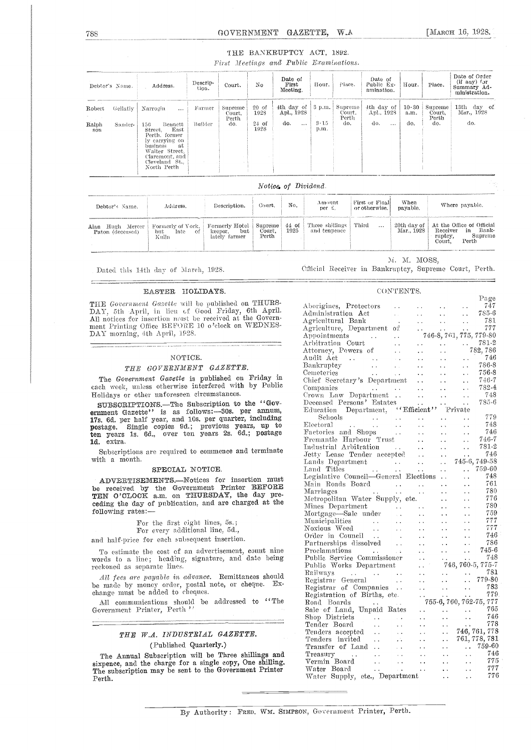## THE BANKRUPTCY ACT, 1892.

*First Meetings and Public Examinations.*

| Debtor's Name. | Address. | Description. | Court. | No | Date of First Meeting. | Hour. | Place. | Date of Public Examination. | Hour. | Place. | Date of Order (if any) for Summary Administration. |
|---|---|---|---|---|---|---|---|---|---|---|---|
| Robert Gellatly | Narrogin ... | Farmer | Supreme Court, Perth | 20 of 1928 | 4th day of Apl., 1928 | 3 p.m. | Supreme Court, Perth | 4th day of Apl., 1928 | 10·30 a.m. | Supreme Court, Perth | 13th day of Mar., 1928 |
| Ralph Sanderson | 156 Bennett Street, East Perth, formerly carrying on business at Walter Street, Claremont, and Cleveland St., North Perth | Builder | do. | 24 of 1928 | do. ... | 3·15 p.m. | do. | do. ... | do. | do. | do. |

*Notice of Dividend.*

| Debtor's Name. | Address. | Description. | Court. | No. | Amount per £. | First or Final or otherwise. | When payable. | Where payable. |
|---|---|---|---|---|---|---|---|---|
| Alan Hugh Mercer Paton (deceased) | Formerly of York, but late of Kulin | Formerly Hotel keeper, but lately farmer | Supreme Court, Perth | 44 of 1925 | Three shillings and tenpence | Third ... | 20th day of Mar., 1928 | At the Office of Official Receiver in Bankruptcy, Supreme Court, Perth |

Dated this 14th day of March, 1928.

M. M. MOSS,
Official Receiver in Bankruptcy, Supreme Court, Perth.

---

### EASTER HOLIDAYS.

THE *Government Gazette* will be published on THURSDAY, 5th April, in lieu of Good Friday, 6th April. All notices for insertion must be received at the Government Printing Office BEFORE 10 o'clock on WEDNESDAY morning, 4th April, 1928.

---

### NOTICE.

### *THE GOVERNMENT GAZETTE.*

The *Government Gazette* is published on Friday in each week, unless otherwise interfered with by Public Holidays or other unforeseen circumstances.

SUBSCRIPTIONS.—The Subscription to the "Government Gazette" is as follows:—30s. per annum, 17s. 6d. per half year, and 10s. per quarter, including postage. Single copies 9d.; previous years, up to ten years 1s. 6d., over ten years 2s. 6d.; postage 1d. extra.

Subscriptions are required to commence and terminate with a month.

### SPECIAL NOTICE.

ADVERTISEMENTS.—Notices for insertion must be received by the Government Printer BEFORE TEN O'CLOCK a.m. on THURSDAY, the day preceding the day of publication, and are charged at the following rates:—

For the first eight lines, 5s.;
For every additional line, 5d.,

and half-price for each subsequent insertion.

To estimate the cost of an advertisement, count nine words to a line; heading, signature, and date being reckoned as separate lines.

*All fees are payable in advance.* Remittances should be made by money order, postal note, or cheque. Exchange must be added to cheques.

All communications should be addressed to "The Government Printer, Perth."

---

### *THE W.A. INDUSTRIAL GAZETTE.*

(Published Quarterly.)

The Annual Subscription will be Three shillings and sixpence, and the charge for a single copy, One shilling. The subscription may be sent to the Government Printer Perth.

---

### CONTENTS.

| | Page |
|---|---|
| Aborigines, Protectors | 747 |
| Administration Act | 785-6 |
| Agricultural Bank | 781 |
| Agriculture, Department of | 777 |
| Appointments | 746-8, 761, 775, 779-80 |
| Arbitration Court | 781-2 |
| Attorney, Powers of | 782, 786 |
| Audit Act | 746 |
| Bankruptcy | 786-8 |
| Cemeteries | 756-8 |
| Chief Secretary's Department | 746-7 |
| Companies | 782-4 |
| Crown Law Department | 748 |
| Deceased Persons' Estates | 785-6 |
| Education Department, "Efficient" Private Schools | 779 |
| Electoral | 748 |
| Factories and Shops | 746 |
| Fremantle Harbour Trust | 746-7 |
| Industrial Arbitration | 781-2 |
| Jetty Lease Tender accepted | 746 |
| Lands Department | 745-6, 749-58 |
| Land Titles | 759-60 |
| Legislative Council—General Elections | 748 |
| Main Roads Board | 761 |
| Marriages | 780 |
| Metropolitan Water Supply, etc. | 776 |
| Mines Department | 780 |
| Mortgage—Sale under | 759 |
| Municipalities | 777 |
| Noxious Weed | 777 |
| Order in Council | 746 |
| Partnerships dissolved | 786 |
| Proclamations | 745-6 |
| Public Service Commissioner | 748 |
| Public Works Department | 746, 760-5, 775-7 |
| Railways | 781 |
| Registrar General | 779-80 |
| Registrar of Companies | 783 |
| Registration of Births, etc. | 779 |
| Road Boards | 755-6, 760, 762-75, 777 |
| Sale of Land, Unpaid Rates | 765 |
| Shop Districts | 746 |
| Tender Board | 778 |
| Tenders accepted | 746, 761, 778 |
| Tenders invited | 761, 778, 781 |
| Transfer of Land | 759-60 |
| Treasury | 746 |
| Vermin Board | 775 |
| Water Board | 777 |
| Water Supply, etc., Department | 776 |

---

By Authority: FRED. WM. SIMPSON, Government Printer, Perth.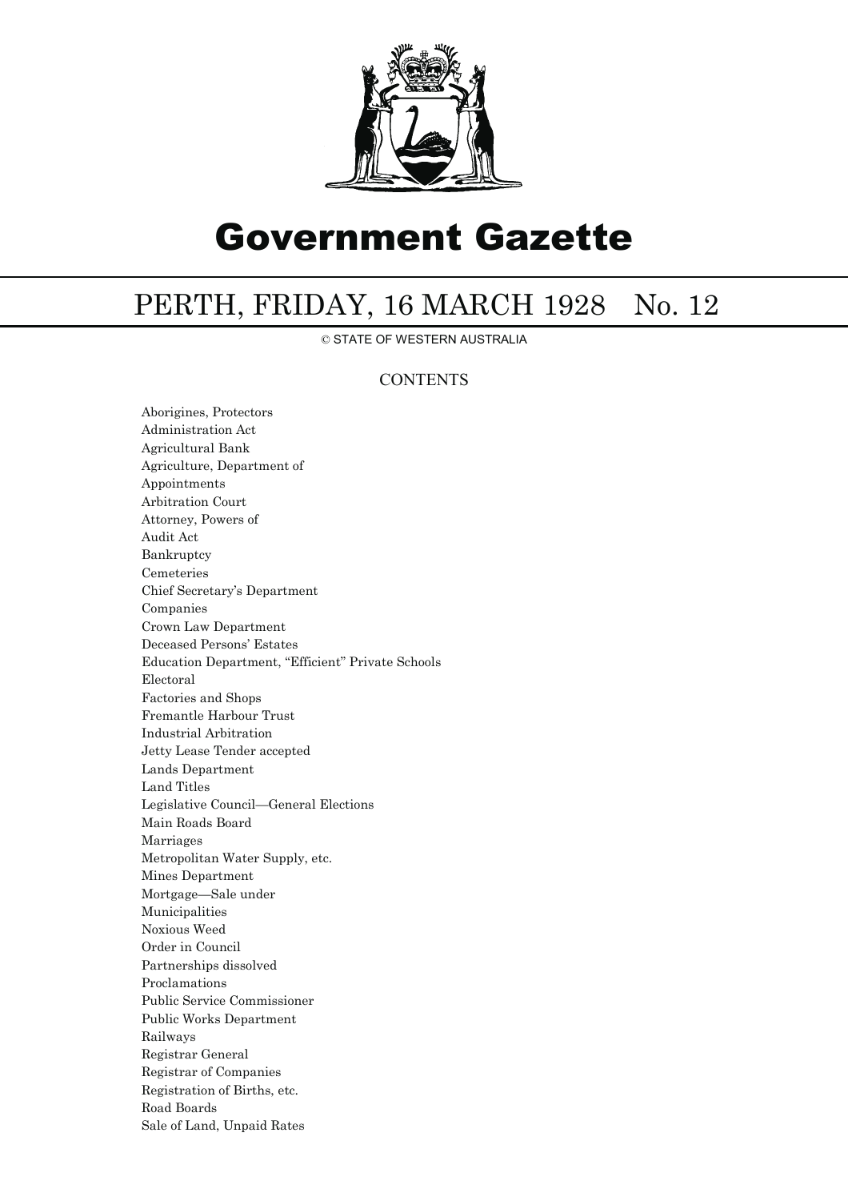# Government Gazette

## PERTH, FRIDAY, 16 MARCH 1928 No. 12

© STATE OF WESTERN AUSTRALIA

### CONTENTS

Aborigines, Protectors
Administration Act
Agricultural Bank
Agriculture, Department of
Appointments
Arbitration Court
Attorney, Powers of
Audit Act
Bankruptcy
Cemeteries
Chief Secretary's Department
Companies
Crown Law Department
Deceased Persons' Estates
Education Department, "Efficient" Private Schools
Electoral
Factories and Shops
Fremantle Harbour Trust
Industrial Arbitration
Jetty Lease Tender accepted
Lands Department
Land Titles
Legislative Council—General Elections
Main Roads Board
Marriages
Metropolitan Water Supply, etc.
Mines Department
Mortgage—Sale under
Municipalities
Noxious Weed
Order in Council
Partnerships dissolved
Proclamations
Public Service Commissioner
Public Works Department
Railways
Registrar General
Registrar of Companies
Registration of Births, etc.
Road Boards
Sale of Land, Unpaid Rates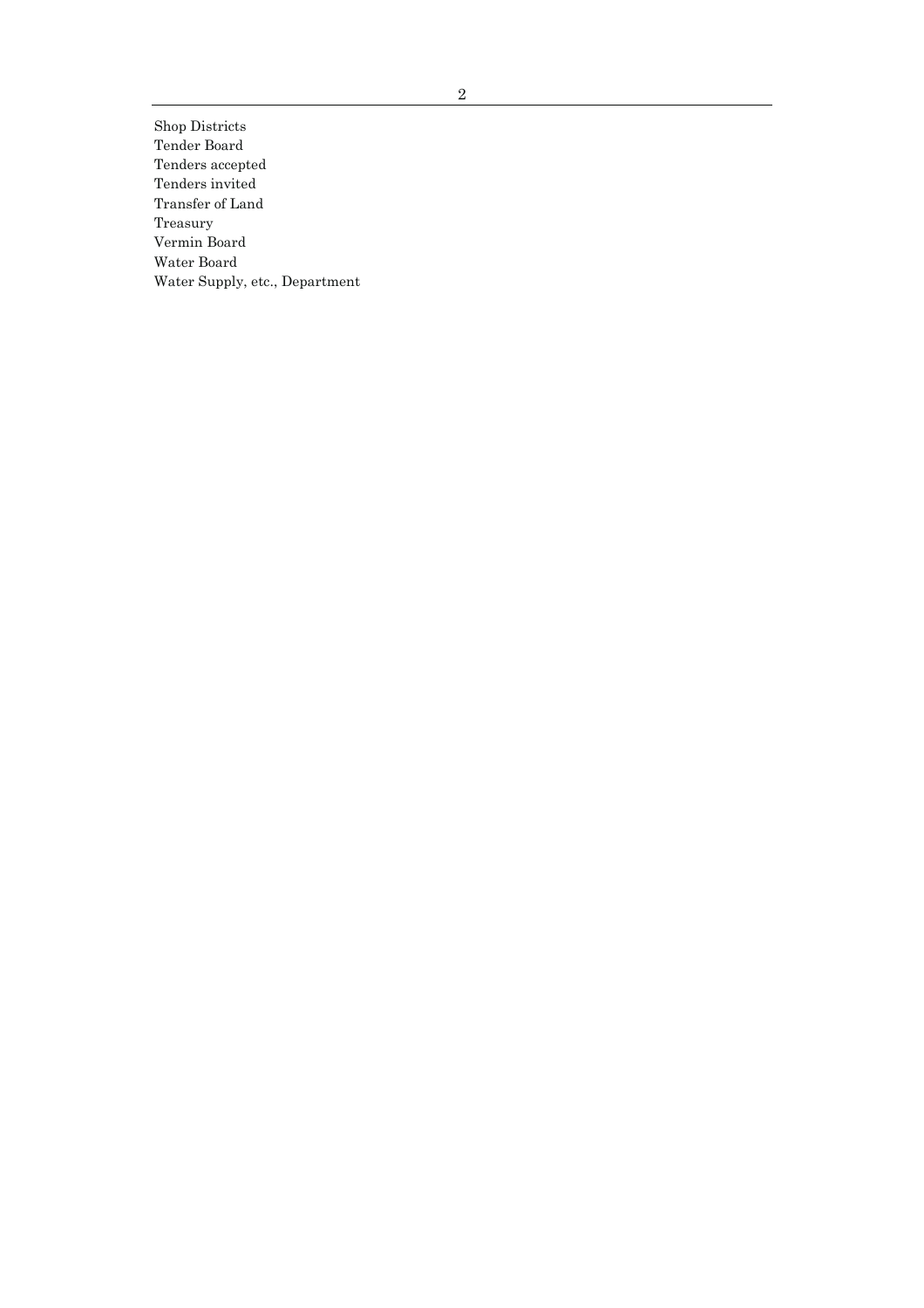Shop Districts
Tender Board
Tenders accepted
Tenders invited
Transfer of Land
Treasury
Vermin Board
Water Board
Water Supply, etc., Department